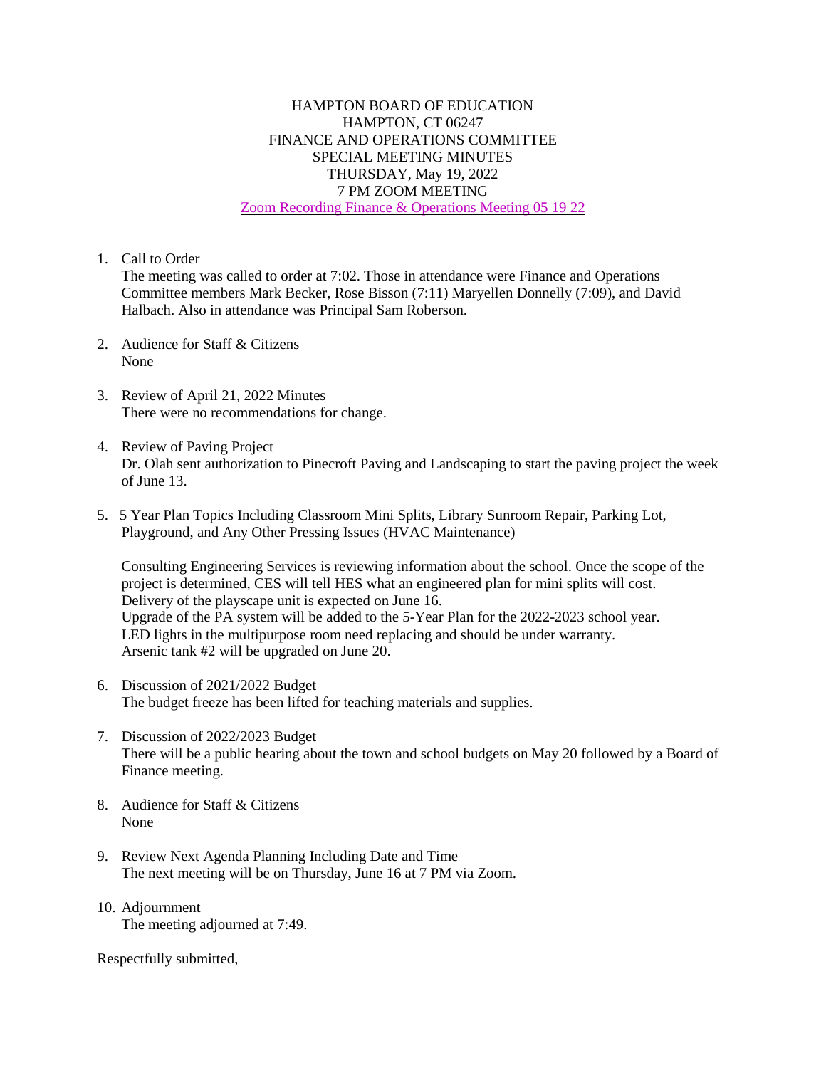# HAMPTON BOARD OF EDUCATION
## HAMPTON, CT 06247
## FINANCE AND OPERATIONS COMMITTEE
## SPECIAL MEETING MINUTES
### THURSDAY, May 19, 2022
### 7 PM ZOOM MEETING

Zoom Recording Finance & Operations Meeting 05 19 22

1. Call to Order
   The meeting was called to order at 7:02. Those in attendance were Finance and Operations Committee members Mark Becker, Rose Bisson (7:11) Maryellen Donnelly (7:09), and David Halbach. Also in attendance was Principal Sam Roberson.

2. Audience for Staff & Citizens
   None

3. Review of April 21, 2022 Minutes
   There were no recommendations for change.

4. Review of Paving Project
   Dr. Olah sent authorization to Pinecroft Paving and Landscaping to start the paving project the week of June 13.

5. 5 Year Plan Topics Including Classroom Mini Splits, Library Sunroom Repair, Parking Lot, Playground, and Any Other Pressing Issues (HVAC Maintenance)

   Consulting Engineering Services is reviewing information about the school. Once the scope of the project is determined, CES will tell HES what an engineered plan for mini splits will cost.
   Delivery of the playscape unit is expected on June 16.
   Upgrade of the PA system will be added to the 5-Year Plan for the 2022-2023 school year.
   LED lights in the multipurpose room need replacing and should be under warranty.
   Arsenic tank #2 will be upgraded on June 20.

6. Discussion of 2021/2022 Budget
   The budget freeze has been lifted for teaching materials and supplies.

7. Discussion of 2022/2023 Budget
   There will be a public hearing about the town and school budgets on May 20 followed by a Board of Finance meeting.

8. Audience for Staff & Citizens
   None

9. Review Next Agenda Planning Including Date and Time
   The next meeting will be on Thursday, June 16 at 7 PM via Zoom.

10. Adjournment
    The meeting adjourned at 7:49.

Respectfully submitted,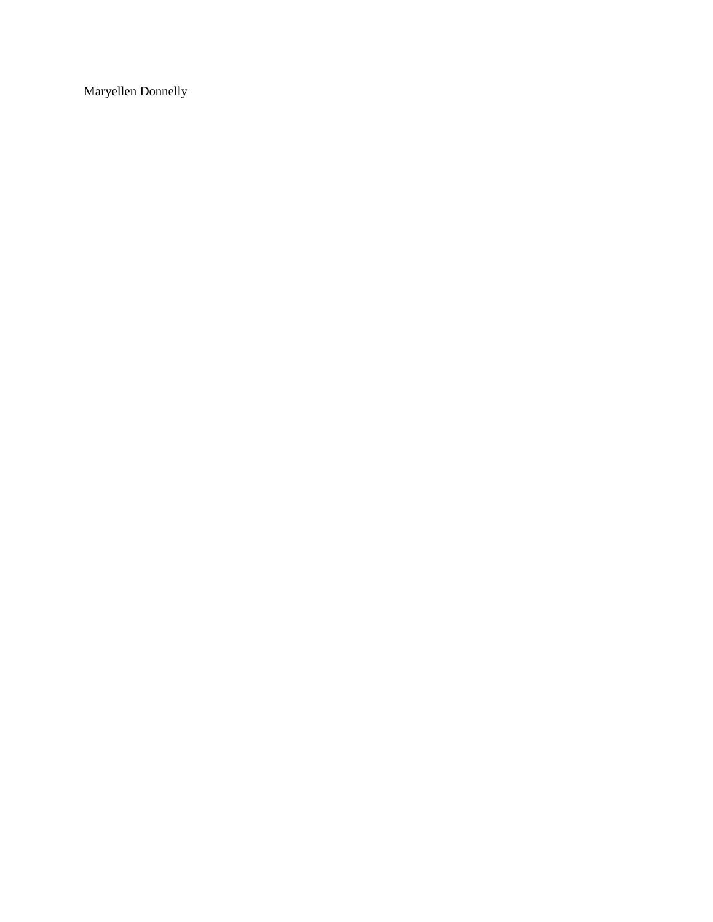Maryellen Donnelly